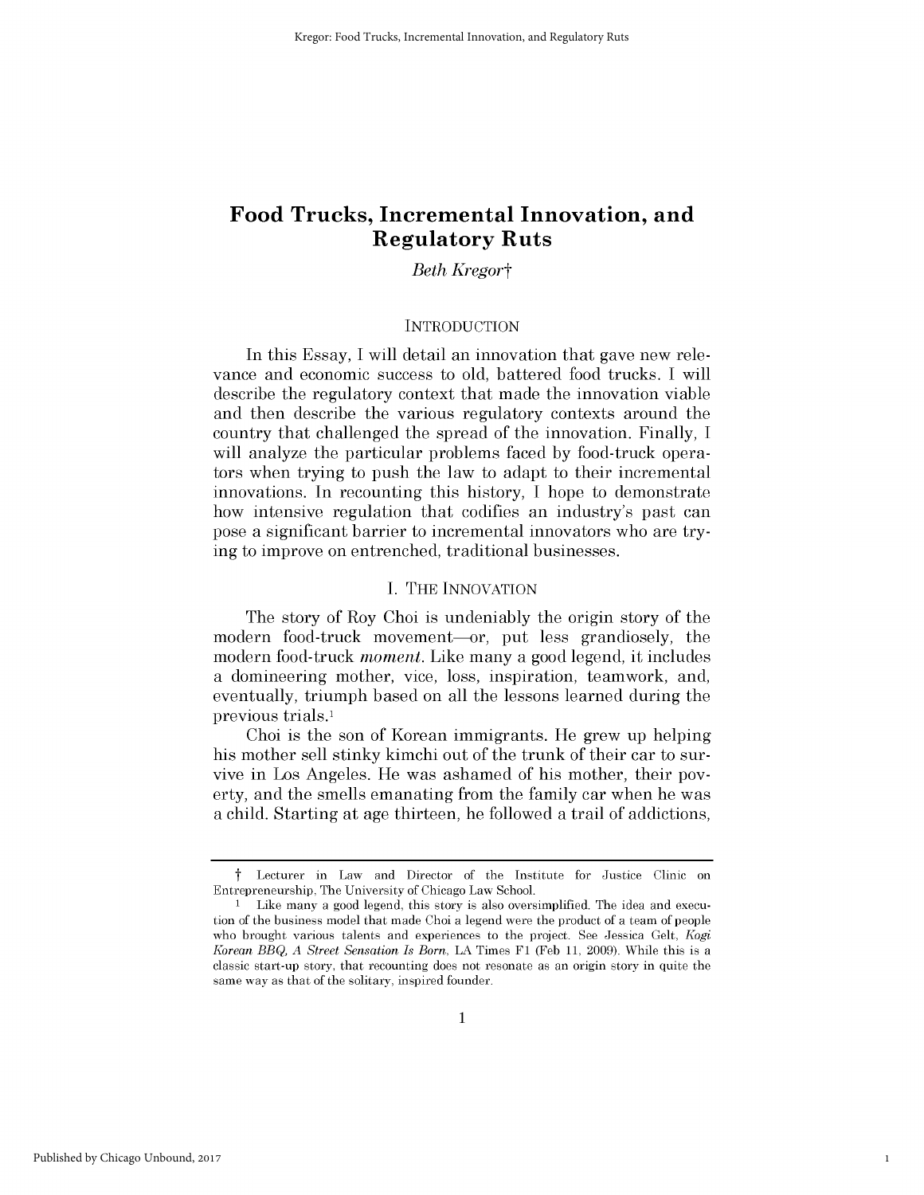# Food Trucks, Incremental Innovation, and Regulatory Ruts

*Beth Kregor*†

## INTRODUCTION

In this Essay, I will detail an innovation that gave new relevance and economic success to old, battered food trucks. I will describe the regulatory context that made the innovation viable and then describe the various regulatory contexts around the country that challenged the spread of the innovation. Finally, I will analyze the particular problems faced by food-truck operators when trying to push the law to adapt to their incremental innovations. In recounting this history, I hope to demonstrate how intensive regulation that codifies an industry's past can pose a significant barrier to incremental innovators who are trying to improve on entrenched, traditional businesses.

## I. THE INNOVATION

The story of Roy Choi is undeniably the origin story of the modern food-truck movement—or, put less grandiosely, the modern food-truck *moment*. Like many a good legend, it includes a domineering mother, vice, loss, inspiration, teamwork, and, eventually, triumph based on all the lessons learned during the previous trials.[1]

Choi is the son of Korean immigrants. He grew up helping his mother sell stinky kimchi out of the trunk of their car to survive in Los Angeles. He was ashamed of his mother, their poverty, and the smells emanating from the family car when he was a child. Starting at age thirteen, he followed a trail of addictions,

---

† Lecturer in Law and Director of the Institute for Justice Clinic on Entrepreneurship, The University of Chicago Law School.

[1] Like many a good legend, this story is also oversimplified. The idea and execution of the business model that made Choi a legend were the product of a team of people who brought various talents and experiences to the project. See Jessica Gelt, *Kogi Korean BBQ, A Street Sensation Is Born*, LA Times F1 (Feb 11, 2009). While this is a classic start-up story, that recounting does not resonate as an origin story in quite the same way as that of the solitary, inspired founder.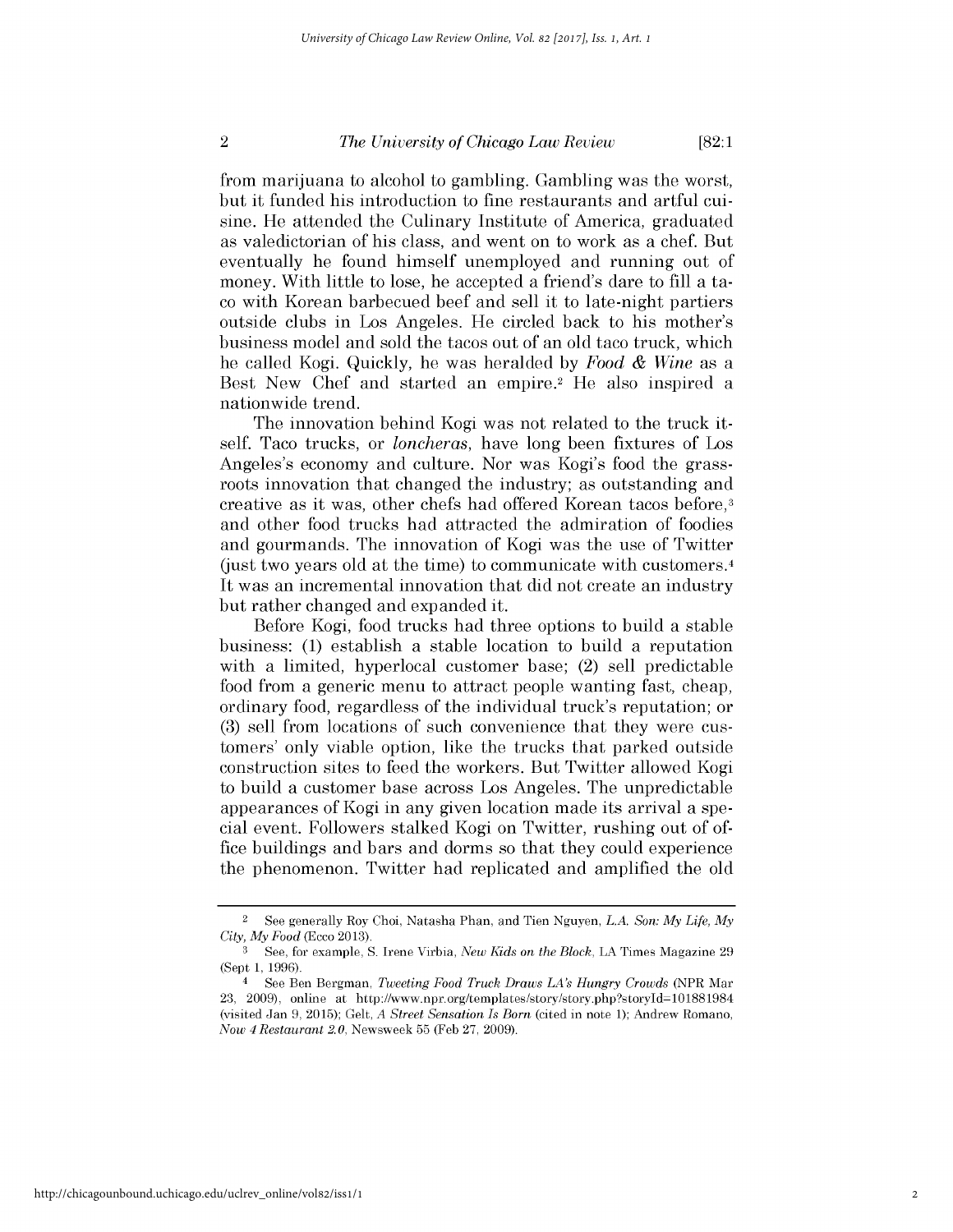from marijuana to alcohol to gambling. Gambling was the worst, but it funded his introduction to fine restaurants and artful cuisine. He attended the Culinary Institute of America, graduated as valedictorian of his class, and went on to work as a chef. But eventually he found himself unemployed and running out of money. With little to lose, he accepted a friend's dare to fill a taco with Korean barbecued beef and sell it to late-night partiers outside clubs in Los Angeles. He circled back to his mother's business model and sold the tacos out of an old taco truck, which he called Kogi. Quickly, he was heralded by *Food & Wine* as a Best New Chef and started an empire.[2] He also inspired a nationwide trend.

The innovation behind Kogi was not related to the truck itself. Taco trucks, or *loncheras*, have long been fixtures of Los Angeles's economy and culture. Nor was Kogi's food the grassroots innovation that changed the industry; as outstanding and creative as it was, other chefs had offered Korean tacos before,[3] and other food trucks had attracted the admiration of foodies and gourmands. The innovation of Kogi was the use of Twitter (just two years old at the time) to communicate with customers.[4] It was an incremental innovation that did not create an industry but rather changed and expanded it.

Before Kogi, food trucks had three options to build a stable business: (1) establish a stable location to build a reputation with a limited, hyperlocal customer base; (2) sell predictable food from a generic menu to attract people wanting fast, cheap, ordinary food, regardless of the individual truck's reputation; or (3) sell from locations of such convenience that they were customers' only viable option, like the trucks that parked outside construction sites to feed the workers. But Twitter allowed Kogi to build a customer base across Los Angeles. The unpredictable appearances of Kogi in any given location made its arrival a special event. Followers stalked Kogi on Twitter, rushing out of office buildings and bars and dorms so that they could experience the phenomenon. Twitter had replicated and amplified the old

---

[2] See generally Roy Choi, Natasha Phan, and Tien Nguyen, *L.A. Son: My Life, My City, My Food* (Ecco 2013).

[3] See, for example, S. Irene Virbia, *New Kids on the Block*, LA Times Magazine 29 (Sept 1, 1996).

[4] See Ben Bergman, *Tweeting Food Truck Draws LA's Hungry Crowds* (NPR Mar 23, 2009), online at http://www.npr.org/templates/story/story.php?storyId=101881984 (visited Jan 9, 2015); Gelt, *A Street Sensation Is Born* (cited in note 1); Andrew Romano, *Now 4 Restaurant 2.0*, Newsweek 55 (Feb 27, 2009).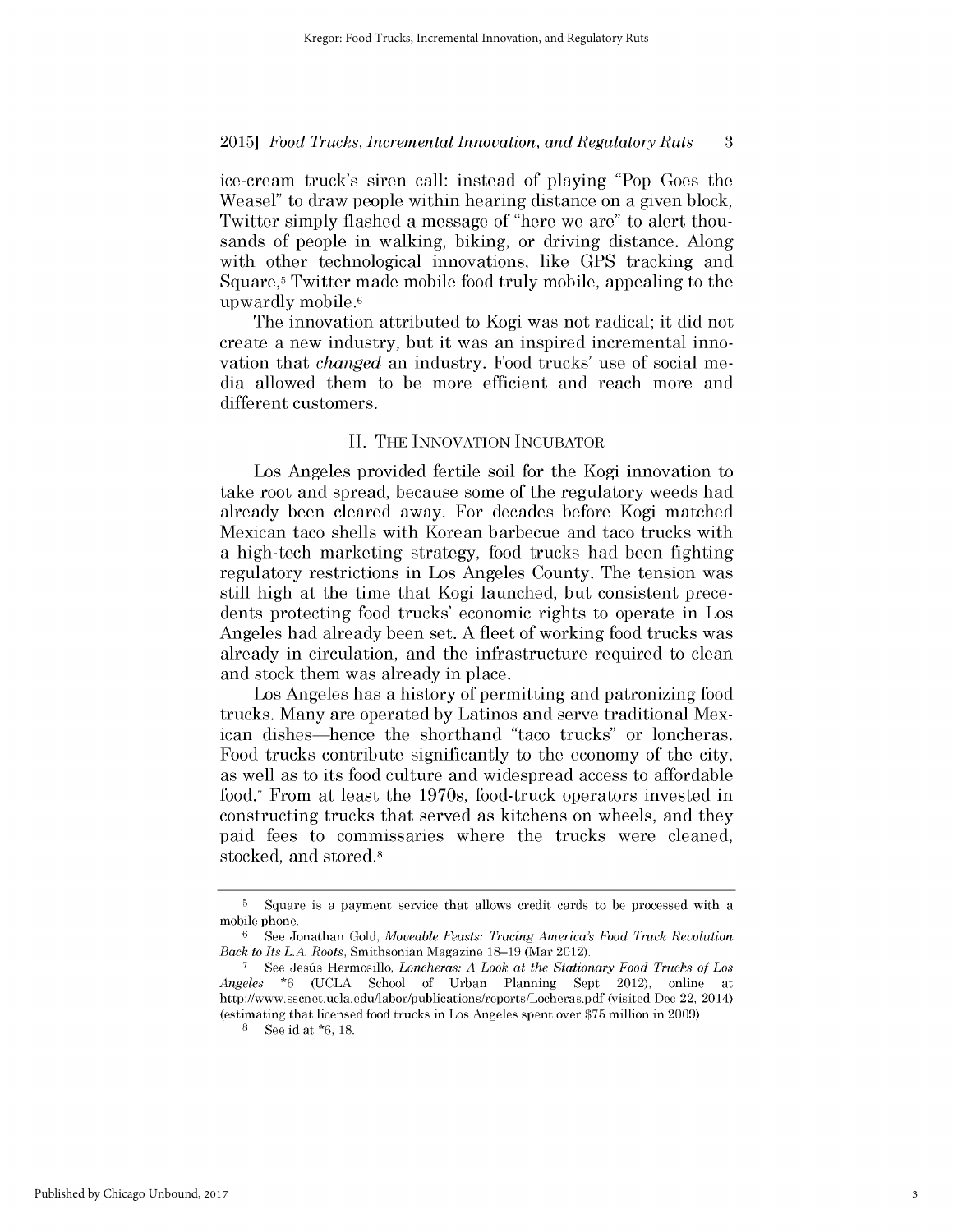ice-cream truck's siren call: instead of playing "Pop Goes the Weasel" to draw people within hearing distance on a given block, Twitter simply flashed a message of "here we are" to alert thousands of people in walking, biking, or driving distance. Along with other technological innovations, like GPS tracking and Square,[5] Twitter made mobile food truly mobile, appealing to the upwardly mobile.[6]

The innovation attributed to Kogi was not radical; it did not create a new industry, but it was an inspired incremental innovation that *changed* an industry. Food trucks' use of social media allowed them to be more efficient and reach more and different customers.

## II. THE INNOVATION INCUBATOR

Los Angeles provided fertile soil for the Kogi innovation to take root and spread, because some of the regulatory weeds had already been cleared away. For decades before Kogi matched Mexican taco shells with Korean barbecue and taco trucks with a high-tech marketing strategy, food trucks had been fighting regulatory restrictions in Los Angeles County. The tension was still high at the time that Kogi launched, but consistent precedents protecting food trucks' economic rights to operate in Los Angeles had already been set. A fleet of working food trucks was already in circulation, and the infrastructure required to clean and stock them was already in place.

Los Angeles has a history of permitting and patronizing food trucks. Many are operated by Latinos and serve traditional Mexican dishes—hence the shorthand "taco trucks" or loncheras. Food trucks contribute significantly to the economy of the city, as well as to its food culture and widespread access to affordable food.[7] From at least the 1970s, food-truck operators invested in constructing trucks that served as kitchens on wheels, and they paid fees to commissaries where the trucks were cleaned, stocked, and stored.[8]

---

[5] Square is a payment service that allows credit cards to be processed with a mobile phone.

[6] See Jonathan Gold, *Moveable Feasts: Tracing America's Food Truck Revolution Back to Its L.A. Roots*, Smithsonian Magazine 18–19 (Mar 2012).

[7] See Jesús Hermosillo, *Loncheras: A Look at the Stationary Food Trucks of Los Angeles* *6 (UCLA School of Urban Planning Sept 2012), online at http://www.sscnet.ucla.edu/labor/publications/reports/Locheras.pdf (visited Dec 22, 2014) (estimating that licensed food trucks in Los Angeles spent over $75 million in 2009).

[8] See id at *6, 18.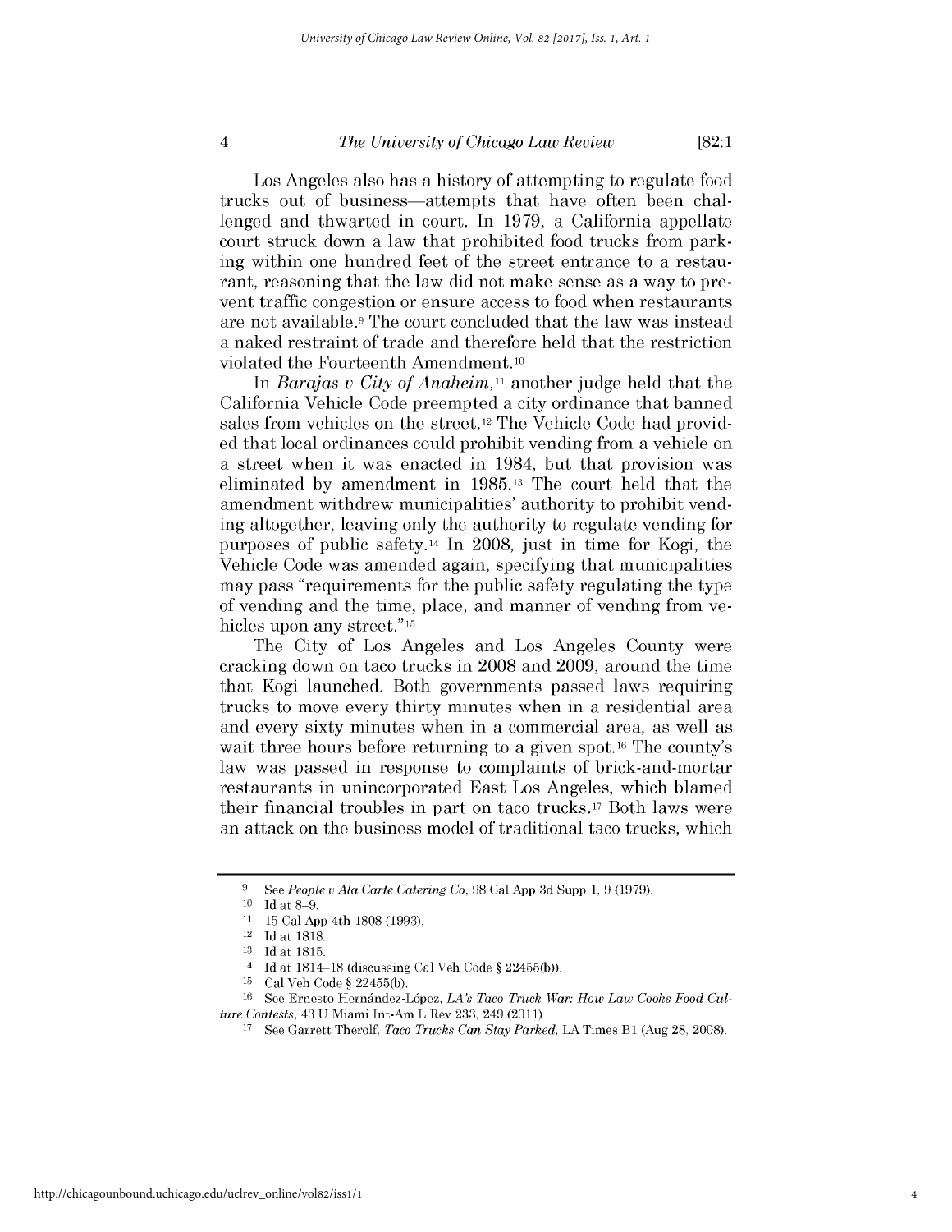Los Angeles also has a history of attempting to regulate food trucks out of business—attempts that have often been challenged and thwarted in court. In 1979, a California appellate court struck down a law that prohibited food trucks from parking within one hundred feet of the street entrance to a restaurant, reasoning that the law did not make sense as a way to prevent traffic congestion or ensure access to food when restaurants are not available.[9] The court concluded that the law was instead a naked restraint of trade and therefore held that the restriction violated the Fourteenth Amendment.[10]

In *Barajas v City of Anaheim*,[11] another judge held that the California Vehicle Code preempted a city ordinance that banned sales from vehicles on the street.[12] The Vehicle Code had provided that local ordinances could prohibit vending from a vehicle on a street when it was enacted in 1984, but that provision was eliminated by amendment in 1985.[13] The court held that the amendment withdrew municipalities' authority to prohibit vending altogether, leaving only the authority to regulate vending for purposes of public safety.[14] In 2008, just in time for Kogi, the Vehicle Code was amended again, specifying that municipalities may pass "requirements for the public safety regulating the type of vending and the time, place, and manner of vending from vehicles upon any street."[15]

The City of Los Angeles and Los Angeles County were cracking down on taco trucks in 2008 and 2009, around the time that Kogi launched. Both governments passed laws requiring trucks to move every thirty minutes when in a residential area and every sixty minutes when in a commercial area, as well as wait three hours before returning to a given spot.[16] The county's law was passed in response to complaints of brick-and-mortar restaurants in unincorporated East Los Angeles, which blamed their financial troubles in part on taco trucks.[17] Both laws were an attack on the business model of traditional taco trucks, which

---

[9] See *People v Ala Carte Catering Co*, 98 Cal App 3d Supp 1, 9 (1979).

[10] Id at 8–9.

[11] 15 Cal App 4th 1808 (1993).

[12] Id at 1818.

[13] Id at 1815.

[14] Id at 1814–18 (discussing Cal Veh Code § 22455(b)).

[15] Cal Veh Code § 22455(b).

[16] See Ernesto Hernández-López, *LA's Taco Truck War: How Law Cooks Food Culture Contests*, 43 U Miami Int-Am L Rev 233, 249 (2011).

[17] See Garrett Therolf, *Taco Trucks Can Stay Parked*, LA Times B1 (Aug 28, 2008).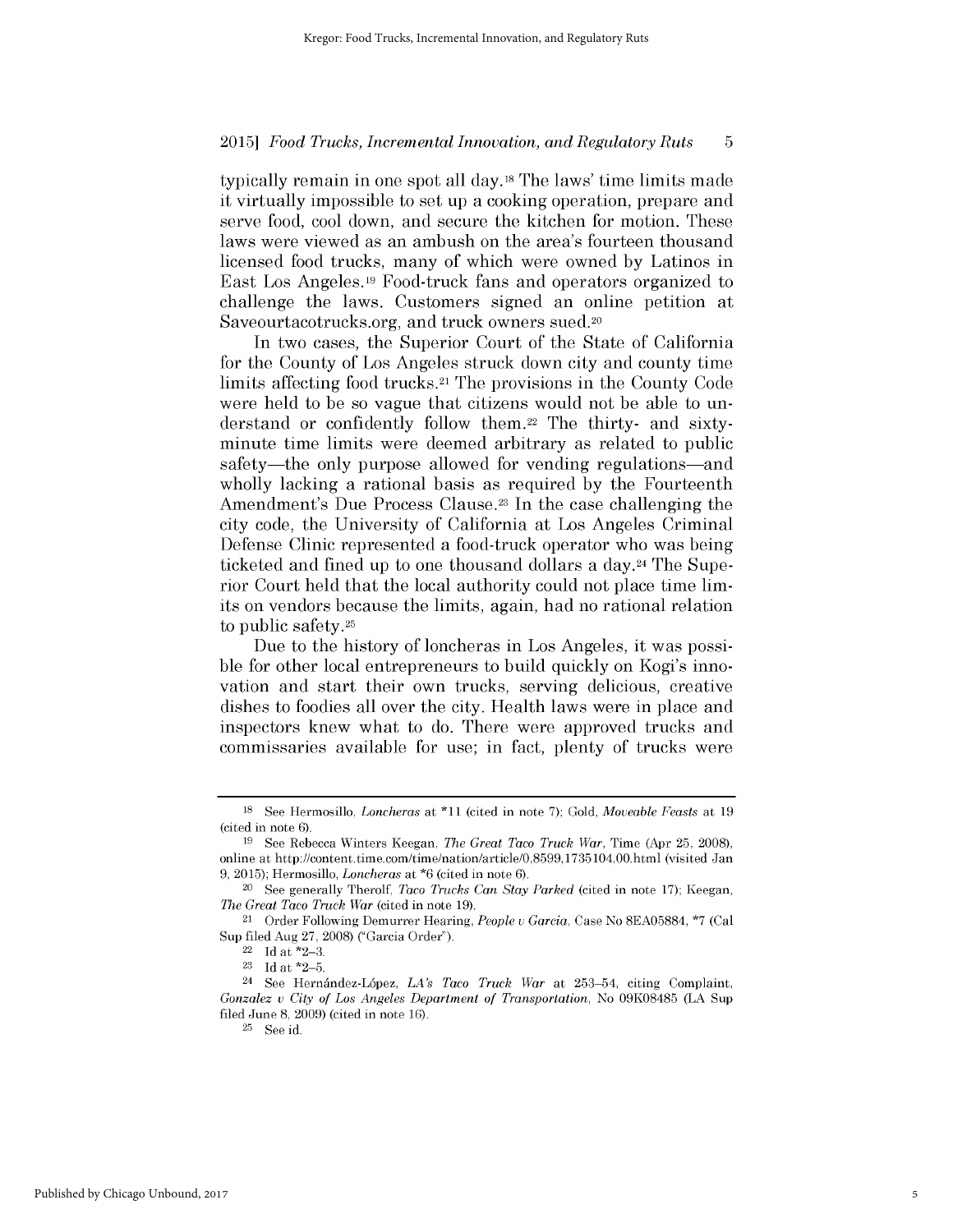typically remain in one spot all day.[18] The laws' time limits made it virtually impossible to set up a cooking operation, prepare and serve food, cool down, and secure the kitchen for motion. These laws were viewed as an ambush on the area's fourteen thousand licensed food trucks, many of which were owned by Latinos in East Los Angeles.[19] Food-truck fans and operators organized to challenge the laws. Customers signed an online petition at Saveourtacotrucks.org, and truck owners sued.[20]

In two cases, the Superior Court of the State of California for the County of Los Angeles struck down city and county time limits affecting food trucks.[21] The provisions in the County Code were held to be so vague that citizens would not be able to understand or confidently follow them.[22] The thirty- and sixty-minute time limits were deemed arbitrary as related to public safety—the only purpose allowed for vending regulations—and wholly lacking a rational basis as required by the Fourteenth Amendment's Due Process Clause.[23] In the case challenging the city code, the University of California at Los Angeles Criminal Defense Clinic represented a food-truck operator who was being ticketed and fined up to one thousand dollars a day.[24] The Superior Court held that the local authority could not place time limits on vendors because the limits, again, had no rational relation to public safety.[25]

Due to the history of loncheras in Los Angeles, it was possible for other local entrepreneurs to build quickly on Kogi's innovation and start their own trucks, serving delicious, creative dishes to foodies all over the city. Health laws were in place and inspectors knew what to do. There were approved trucks and commissaries available for use; in fact, plenty of trucks were

---

[18] See Hermosillo, *Loncheras* at *11 (cited in note 7); Gold, *Moveable Feasts* at 19 (cited in note 6).

[19] See Rebecca Winters Keegan, *The Great Taco Truck War*, Time (Apr 25, 2008), online at http://content.time.com/time/nation/article/0,8599,1735104,00.html (visited Jan 9, 2015); Hermosillo, *Loncheras* at *6 (cited in note 6).

[20] See generally Therolf, *Taco Trucks Can Stay Parked* (cited in note 17); Keegan, *The Great Taco Truck War* (cited in note 19).

[21] Order Following Demurrer Hearing, *People v Garcia*, Case No 8EA05884, *7 (Cal Sup filed Aug 27, 2008) ("Garcia Order").

[22] Id at *2–3.

[23] Id at *2–5.

[24] See Hernández-López, *LA's Taco Truck War* at 253–54, citing Complaint, *Gonzalez v City of Los Angeles Department of Transportation*, No 09K08485 (LA Sup filed June 8, 2009) (cited in note 16).

[25] See id.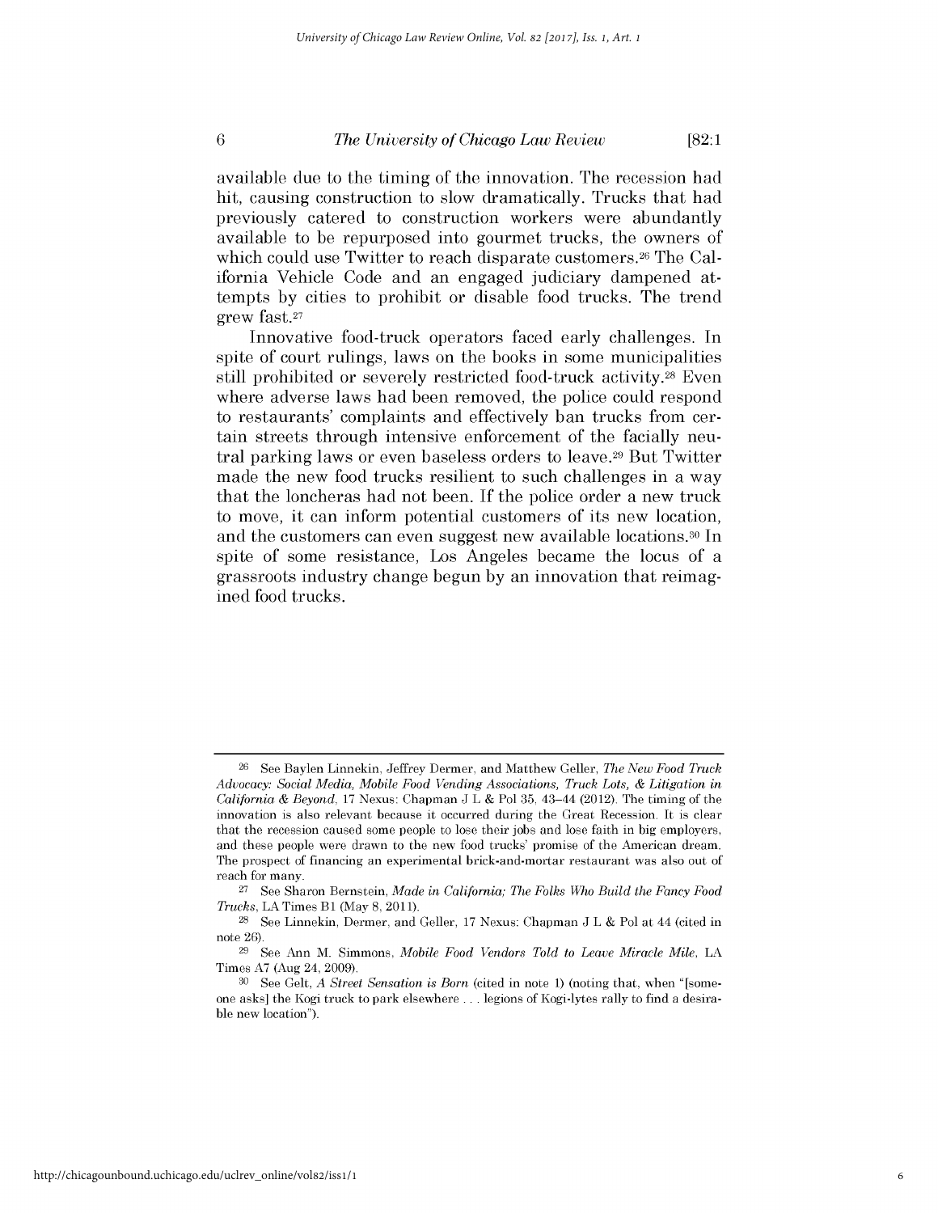available due to the timing of the innovation. The recession had hit, causing construction to slow dramatically. Trucks that had previously catered to construction workers were abundantly available to be repurposed into gourmet trucks, the owners of which could use Twitter to reach disparate customers.[26] The California Vehicle Code and an engaged judiciary dampened attempts by cities to prohibit or disable food trucks. The trend grew fast.[27]

Innovative food-truck operators faced early challenges. In spite of court rulings, laws on the books in some municipalities still prohibited or severely restricted food-truck activity.[28] Even where adverse laws had been removed, the police could respond to restaurants' complaints and effectively ban trucks from certain streets through intensive enforcement of the facially neutral parking laws or even baseless orders to leave.[29] But Twitter made the new food trucks resilient to such challenges in a way that the loncheras had not been. If the police order a new truck to move, it can inform potential customers of its new location, and the customers can even suggest new available locations.[30] In spite of some resistance, Los Angeles became the locus of a grassroots industry change begun by an innovation that reimagined food trucks.

---

[26] See Baylen Linnekin, Jeffrey Dermer, and Matthew Geller, *The New Food Truck Advocacy: Social Media, Mobile Food Vending Associations, Truck Lots, & Litigation in California & Beyond*, 17 Nexus: Chapman J L & Pol 35, 43–44 (2012). The timing of the innovation is also relevant because it occurred during the Great Recession. It is clear that the recession caused some people to lose their jobs and lose faith in big employers, and these people were drawn to the new food trucks' promise of the American dream. The prospect of financing an experimental brick-and-mortar restaurant was also out of reach for many.

[27] See Sharon Bernstein, *Made in California; The Folks Who Build the Fancy Food Trucks*, LA Times B1 (May 8, 2011).

[28] See Linnekin, Dermer, and Geller, 17 Nexus: Chapman J L & Pol at 44 (cited in note 26).

[29] See Ann M. Simmons, *Mobile Food Vendors Told to Leave Miracle Mile*, LA Times A7 (Aug 24, 2009).

[30] See Gelt, *A Street Sensation is Born* (cited in note 1) (noting that, when "[someone asks] the Kogi truck to park elsewhere . . . legions of Kogi-lytes rally to find a desirable new location").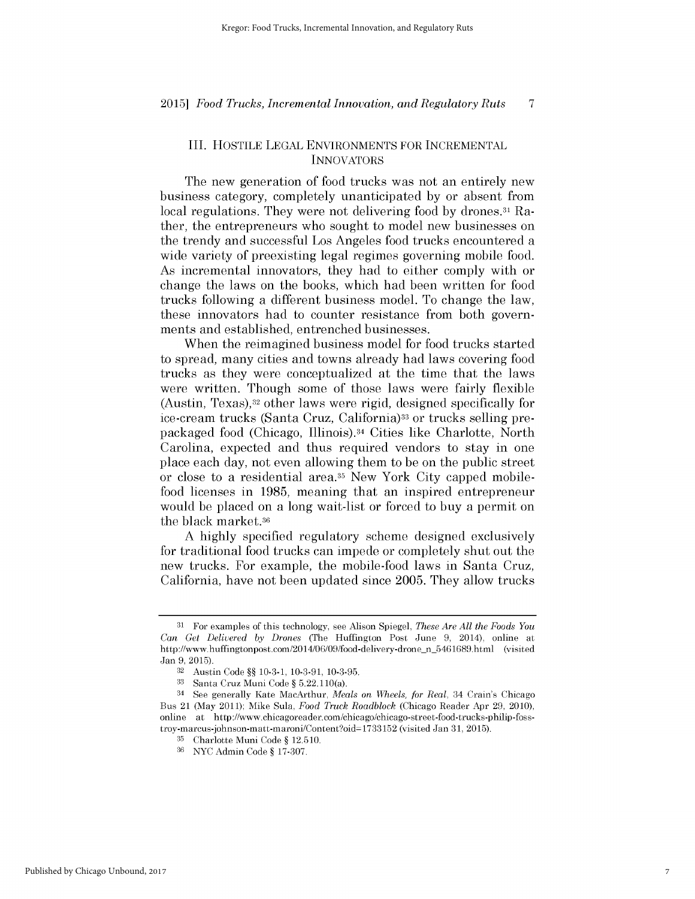## III. HOSTILE LEGAL ENVIRONMENTS FOR INCREMENTAL INNOVATORS

The new generation of food trucks was not an entirely new business category, completely unanticipated by or absent from local regulations. They were not delivering food by drones.[31] Rather, the entrepreneurs who sought to model new businesses on the trendy and successful Los Angeles food trucks encountered a wide variety of preexisting legal regimes governing mobile food. As incremental innovators, they had to either comply with or change the laws on the books, which had been written for food trucks following a different business model. To change the law, these innovators had to counter resistance from both governments and established, entrenched businesses.

When the reimagined business model for food trucks started to spread, many cities and towns already had laws covering food trucks as they were conceptualized at the time that the laws were written. Though some of those laws were fairly flexible (Austin, Texas),[32] other laws were rigid, designed specifically for ice-cream trucks (Santa Cruz, California)[33] or trucks selling prepackaged food (Chicago, Illinois).[34] Cities like Charlotte, North Carolina, expected and thus required vendors to stay in one place each day, not even allowing them to be on the public street or close to a residential area.[35] New York City capped mobile-food licenses in 1985, meaning that an inspired entrepreneur would be placed on a long wait-list or forced to buy a permit on the black market.[36]

A highly specified regulatory scheme designed exclusively for traditional food trucks can impede or completely shut out the new trucks. For example, the mobile-food laws in Santa Cruz, California, have not been updated since 2005. They allow trucks

---

[31] For examples of this technology, see Alison Spiegel, *These Are All the Foods You Can Get Delivered by Drones* (The Huffington Post June 9, 2014), online at http://www.huffingtonpost.com/2014/06/09/food-delivery-drone_n_5461689.html (visited Jan 9, 2015).

[32] Austin Code §§ 10-3-1, 10-3-91, 10-3-95.

[33] Santa Cruz Muni Code § 5.22.110(a).

[34] See generally Kate MacArthur, *Meals on Wheels, for Real*, 34 Crain's Chicago Bus 21 (May 2011); Mike Sula, *Food Truck Roadblock* (Chicago Reader Apr 29, 2010), online at http://www.chicagoreader.com/chicago/chicago-street-food-trucks-philip-foss-troy-marcus-johnson-matt-maroni/Content?oid=1733152 (visited Jan 31, 2015).

[35] Charlotte Muni Code § 12.510.

[36] NYC Admin Code § 17-307.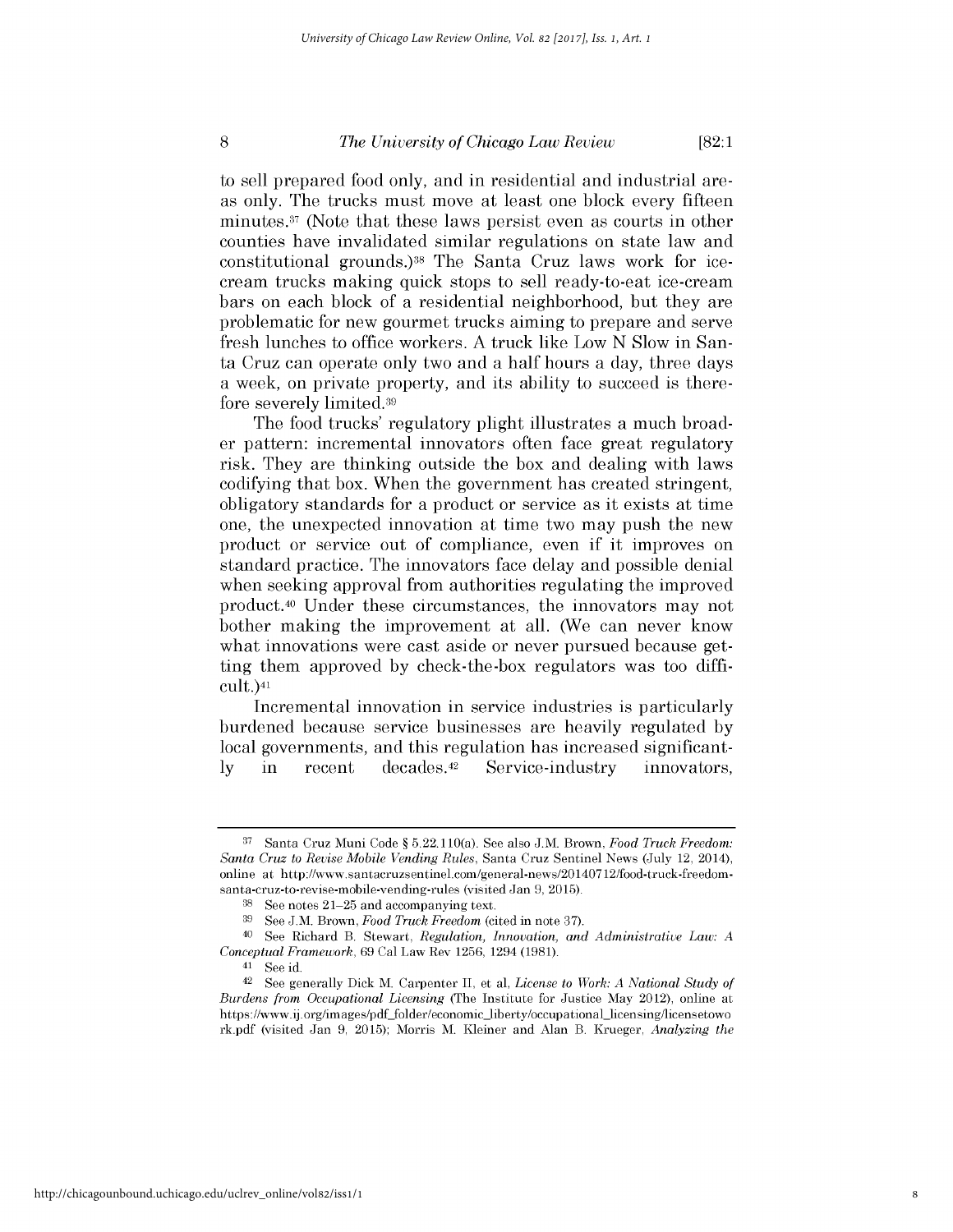to sell prepared food only, and in residential and industrial areas only. The trucks must move at least one block every fifteen minutes.[37] (Note that these laws persist even as courts in other counties have invalidated similar regulations on state law and constitutional grounds.)[38] The Santa Cruz laws work for ice-cream trucks making quick stops to sell ready-to-eat ice-cream bars on each block of a residential neighborhood, but they are problematic for new gourmet trucks aiming to prepare and serve fresh lunches to office workers. A truck like Low N Slow in Santa Cruz can operate only two and a half hours a day, three days a week, on private property, and its ability to succeed is therefore severely limited.[39]

The food trucks' regulatory plight illustrates a much broader pattern: incremental innovators often face great regulatory risk. They are thinking outside the box and dealing with laws codifying that box. When the government has created stringent, obligatory standards for a product or service as it exists at time one, the unexpected innovation at time two may push the new product or service out of compliance, even if it improves on standard practice. The innovators face delay and possible denial when seeking approval from authorities regulating the improved product.[40] Under these circumstances, the innovators may not bother making the improvement at all. (We can never know what innovations were cast aside or never pursued because getting them approved by check-the-box regulators was too difficult.)[41]

Incremental innovation in service industries is particularly burdened because service businesses are heavily regulated by local governments, and this regulation has increased significantly in recent decades.[42] Service-industry innovators,

---

[37] Santa Cruz Muni Code § 5.22.110(a). See also J.M. Brown, *Food Truck Freedom: Santa Cruz to Revise Mobile Vending Rules*, Santa Cruz Sentinel News (July 12, 2014), online at http://www.santacruzsentinel.com/general-news/20140712/food-truck-freedom-santa-cruz-to-revise-mobile-vending-rules (visited Jan 9, 2015).

[38] See notes 21–25 and accompanying text.

[39] See J.M. Brown, *Food Truck Freedom* (cited in note 37).

[40] See Richard B. Stewart, *Regulation, Innovation, and Administrative Law: A Conceptual Framework*, 69 Cal Law Rev 1256, 1294 (1981).

[41] See id.

[42] See generally Dick M. Carpenter II, et al, *License to Work: A National Study of Burdens from Occupational Licensing* (The Institute for Justice May 2012), online at https://www.ij.org/images/pdf_folder/economic_liberty/occupational_licensing/licensetowork.pdf (visited Jan 9, 2015); Morris M. Kleiner and Alan B. Krueger, *Analyzing the*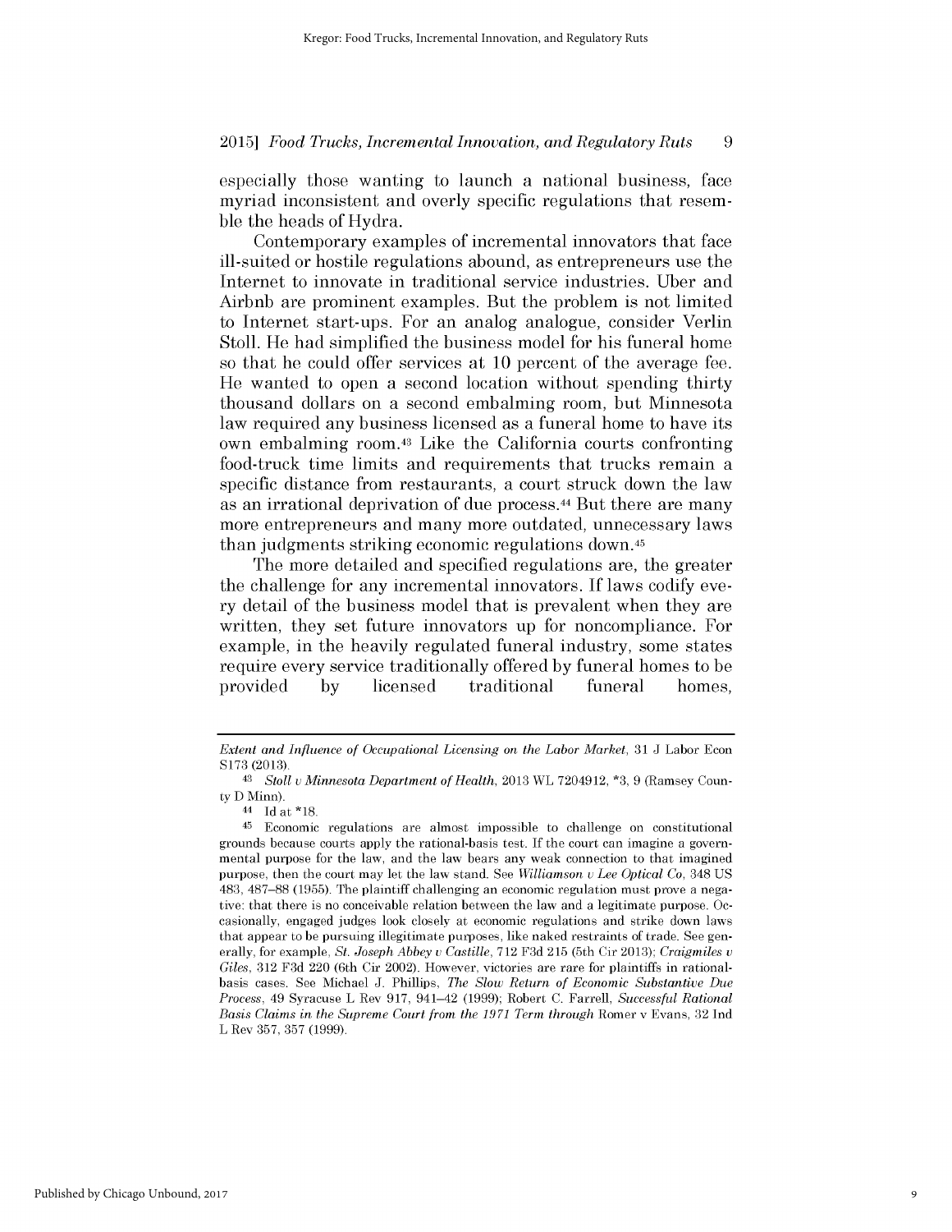especially those wanting to launch a national business, face myriad inconsistent and overly specific regulations that resemble the heads of Hydra.

Contemporary examples of incremental innovators that face ill-suited or hostile regulations abound, as entrepreneurs use the Internet to innovate in traditional service industries. Uber and Airbnb are prominent examples. But the problem is not limited to Internet start-ups. For an analog analogue, consider Verlin Stoll. He had simplified the business model for his funeral home so that he could offer services at 10 percent of the average fee. He wanted to open a second location without spending thirty thousand dollars on a second embalming room, but Minnesota law required any business licensed as a funeral home to have its own embalming room.[43] Like the California courts confronting food-truck time limits and requirements that trucks remain a specific distance from restaurants, a court struck down the law as an irrational deprivation of due process.[44] But there are many more entrepreneurs and many more outdated, unnecessary laws than judgments striking economic regulations down.[45]

The more detailed and specified regulations are, the greater the challenge for any incremental innovators. If laws codify every detail of the business model that is prevalent when they are written, they set future innovators up for noncompliance. For example, in the heavily regulated funeral industry, some states require every service traditionally offered by funeral homes to be provided by licensed traditional funeral homes,

---

*Extent and Influence of Occupational Licensing on the Labor Market*, 31 J Labor Econ S173 (2013).

[43] *Stoll v Minnesota Department of Health*, 2013 WL 7204912, *3, 9 (Ramsey County D Minn).

[44] Id at *18.

[45] Economic regulations are almost impossible to challenge on constitutional grounds because courts apply the rational-basis test. If the court can imagine a governmental purpose for the law, and the law bears any weak connection to that imagined purpose, then the court may let the law stand. See *Williamson v Lee Optical Co*, 348 US 483, 487–88 (1955). The plaintiff challenging an economic regulation must prove a negative: that there is no conceivable relation between the law and a legitimate purpose. Occasionally, engaged judges look closely at economic regulations and strike down laws that appear to be pursuing illegitimate purposes, like naked restraints of trade. See generally, for example, *St. Joseph Abbey v Castille*, 712 F3d 215 (5th Cir 2013); *Craigmiles v Giles*, 312 F3d 220 (6th Cir 2002). However, victories are rare for plaintiffs in rational-basis cases. See Michael J. Phillips, *The Slow Return of Economic Substantive Due Process*, 49 Syracuse L Rev 917, 941–42 (1999); Robert C. Farrell, *Successful Rational Basis Claims in the Supreme Court from the 1971 Term through* Romer v Evans, 32 Ind L Rev 357, 357 (1999).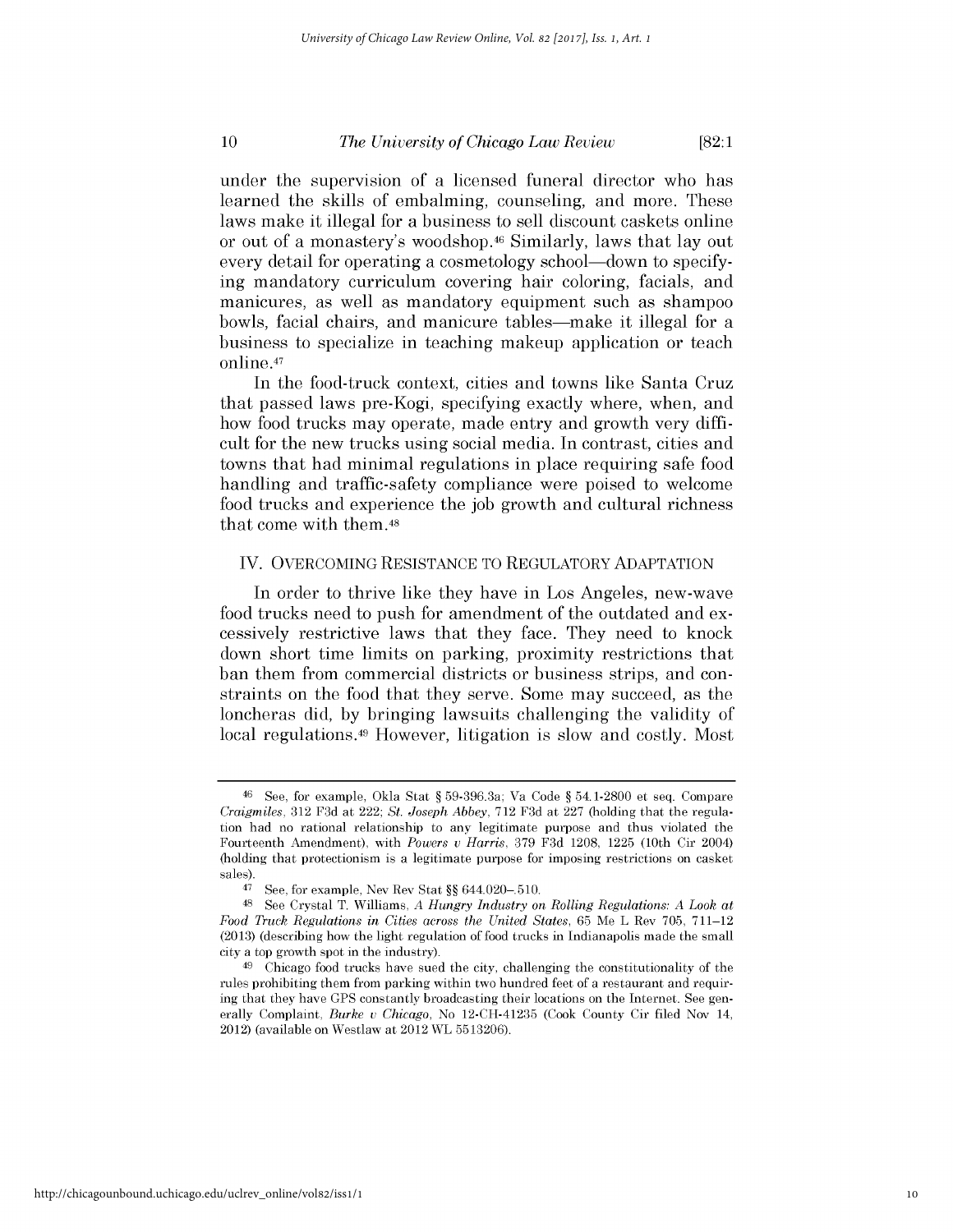under the supervision of a licensed funeral director who has learned the skills of embalming, counseling, and more. These laws make it illegal for a business to sell discount caskets online or out of a monastery's woodshop.[46] Similarly, laws that lay out every detail for operating a cosmetology school—down to specifying mandatory curriculum covering hair coloring, facials, and manicures, as well as mandatory equipment such as shampoo bowls, facial chairs, and manicure tables—make it illegal for a business to specialize in teaching makeup application or teach online.[47]

In the food-truck context, cities and towns like Santa Cruz that passed laws pre-Kogi, specifying exactly where, when, and how food trucks may operate, made entry and growth very difficult for the new trucks using social media. In contrast, cities and towns that had minimal regulations in place requiring safe food handling and traffic-safety compliance were poised to welcome food trucks and experience the job growth and cultural richness that come with them.[48]

## IV. OVERCOMING RESISTANCE TO REGULATORY ADAPTATION

In order to thrive like they have in Los Angeles, new-wave food trucks need to push for amendment of the outdated and excessively restrictive laws that they face. They need to knock down short time limits on parking, proximity restrictions that ban them from commercial districts or business strips, and constraints on the food that they serve. Some may succeed, as the loncheras did, by bringing lawsuits challenging the validity of local regulations.[49] However, litigation is slow and costly. Most

---

[46] See, for example, Okla Stat § 59-396.3a; Va Code § 54.1-2800 et seq. Compare *Craigmiles*, 312 F3d at 222; *St. Joseph Abbey*, 712 F3d at 227 (holding that the regulation had no rational relationship to any legitimate purpose and thus violated the Fourteenth Amendment), with *Powers v Harris*, 379 F3d 1208, 1225 (10th Cir 2004) (holding that protectionism is a legitimate purpose for imposing restrictions on casket sales).

[47] See, for example, Nev Rev Stat §§ 644.020–.510.

[48] See Crystal T. Williams, *A Hungry Industry on Rolling Regulations: A Look at Food Truck Regulations in Cities across the United States*, 65 Me L Rev 705, 711–12 (2013) (describing how the light regulation of food trucks in Indianapolis made the small city a top growth spot in the industry).

[49] Chicago food trucks have sued the city, challenging the constitutionality of the rules prohibiting them from parking within two hundred feet of a restaurant and requiring that they have GPS constantly broadcasting their locations on the Internet. See generally Complaint, *Burke v Chicago*, No 12-CH-41235 (Cook County Cir filed Nov 14, 2012) (available on Westlaw at 2012 WL 5513206).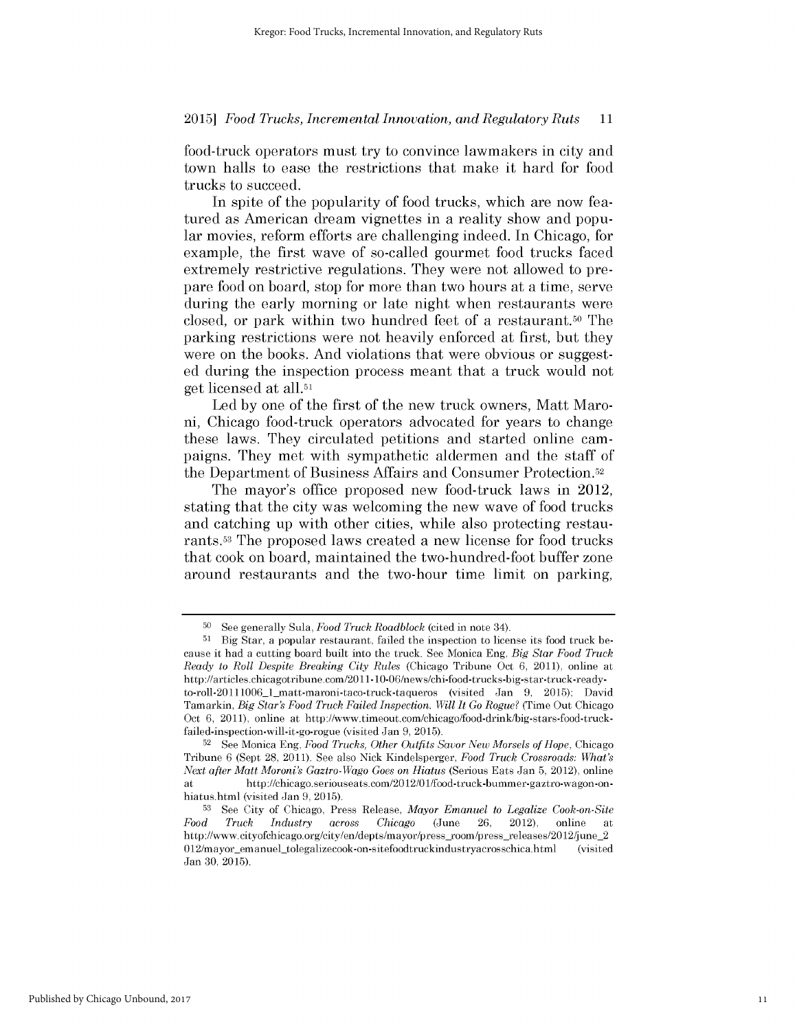food-truck operators must try to convince lawmakers in city and town halls to ease the restrictions that make it hard for food trucks to succeed.

In spite of the popularity of food trucks, which are now featured as American dream vignettes in a reality show and popular movies, reform efforts are challenging indeed. In Chicago, for example, the first wave of so-called gourmet food trucks faced extremely restrictive regulations. They were not allowed to prepare food on board, stop for more than two hours at a time, serve during the early morning or late night when restaurants were closed, or park within two hundred feet of a restaurant.[50] The parking restrictions were not heavily enforced at first, but they were on the books. And violations that were obvious or suggested during the inspection process meant that a truck would not get licensed at all.[51]

Led by one of the first of the new truck owners, Matt Maroni, Chicago food-truck operators advocated for years to change these laws. They circulated petitions and started online campaigns. They met with sympathetic aldermen and the staff of the Department of Business Affairs and Consumer Protection.[52]

The mayor's office proposed new food-truck laws in 2012, stating that the city was welcoming the new wave of food trucks and catching up with other cities, while also protecting restaurants.[53] The proposed laws created a new license for food trucks that cook on board, maintained the two-hundred-foot buffer zone around restaurants and the two-hour time limit on parking,

---

50 See generally Sula, *Food Truck Roadblock* (cited in note 34).

51 Big Star, a popular restaurant, failed the inspection to license its food truck because it had a cutting board built into the truck. See Monica Eng, *Big Star Food Truck Ready to Roll Despite Breaking City Rules* (Chicago Tribune Oct 6, 2011), online at http://articles.chicagotribune.com/2011-10-06/news/chi-food-trucks-big-star-truck-ready-to-roll-20111006_1_matt-maroni-taco-truck-taqueros (visited Jan 9, 2015); David Tamarkin, *Big Star's Food Truck Failed Inspection. Will It Go Rogue?* (Time Out Chicago Oct 6, 2011), online at http://www.timeout.com/chicago/food-drink/big-stars-food-truck-failed-inspection-will-it-go-rogue (visited Jan 9, 2015).

52 See Monica Eng, *Food Trucks, Other Outfits Savor New Morsels of Hope*, Chicago Tribune 6 (Sept 28, 2011). See also Nick Kindelsperger, *Food Truck Crossroads: What's Next after Matt Moroni's Gaztro-Wago Goes on Hiatus* (Serious Eats Jan 5, 2012), online at http://chicago.seriouseats.com/2012/01/food-truck-bummer-gaztro-wagon-on-hiatus.html (visited Jan 9, 2015).

53 See City of Chicago, Press Release, *Mayor Emanuel to Legalize Cook-on-Site Food Truck Industry across Chicago* (June 26, 2012), online at http://www.cityofchicago.org/city/en/depts/mayor/press_room/press_releases/2012/june_2012/mayor_emanuel_tolegalizecook-on-sitefoodtruckindustryacrosschica.html (visited Jan 30, 2015).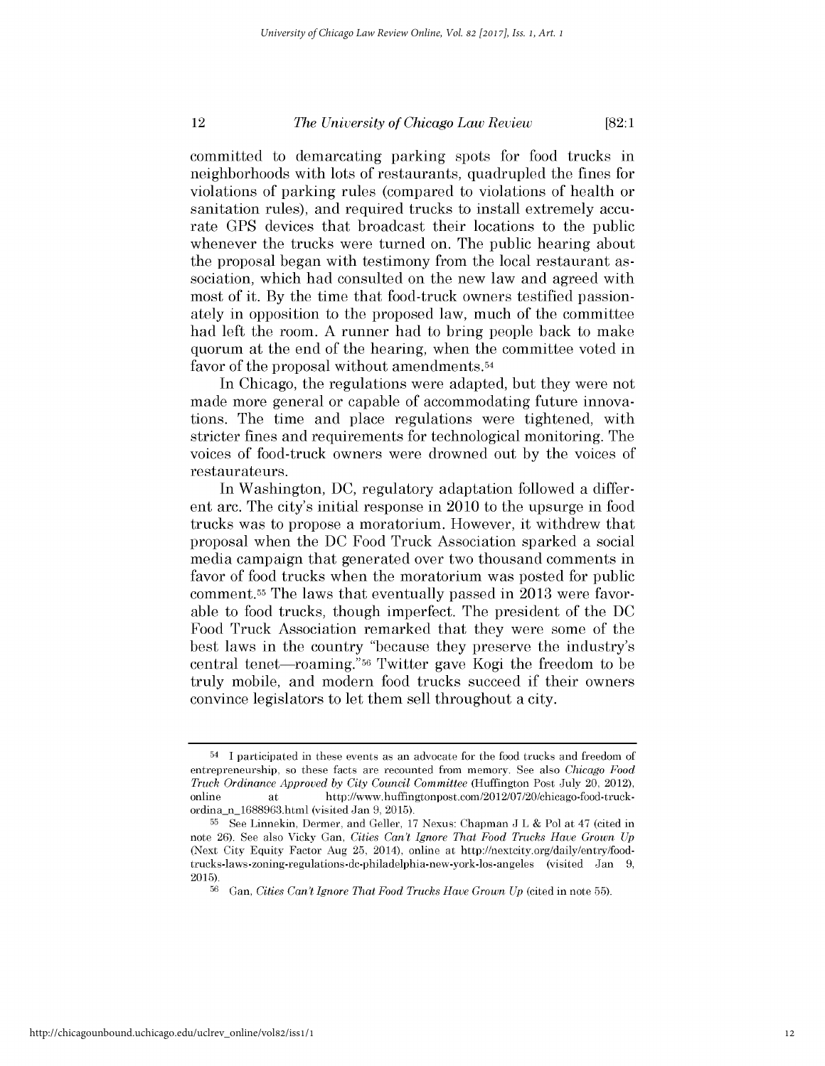committed to demarcating parking spots for food trucks in neighborhoods with lots of restaurants, quadrupled the fines for violations of parking rules (compared to violations of health or sanitation rules), and required trucks to install extremely accurate GPS devices that broadcast their locations to the public whenever the trucks were turned on. The public hearing about the proposal began with testimony from the local restaurant association, which had consulted on the new law and agreed with most of it. By the time that food-truck owners testified passionately in opposition to the proposed law, much of the committee had left the room. A runner had to bring people back to make quorum at the end of the hearing, when the committee voted in favor of the proposal without amendments.[54]

In Chicago, the regulations were adapted, but they were not made more general or capable of accommodating future innovations. The time and place regulations were tightened, with stricter fines and requirements for technological monitoring. The voices of food-truck owners were drowned out by the voices of restaurateurs.

In Washington, DC, regulatory adaptation followed a different arc. The city's initial response in 2010 to the upsurge in food trucks was to propose a moratorium. However, it withdrew that proposal when the DC Food Truck Association sparked a social media campaign that generated over two thousand comments in favor of food trucks when the moratorium was posted for public comment.[55] The laws that eventually passed in 2013 were favorable to food trucks, though imperfect. The president of the DC Food Truck Association remarked that they were some of the best laws in the country "because they preserve the industry's central tenet—roaming."[56] Twitter gave Kogi the freedom to be truly mobile, and modern food trucks succeed if their owners convince legislators to let them sell throughout a city.

---

[54] I participated in these events as an advocate for the food trucks and freedom of entrepreneurship, so these facts are recounted from memory. See also *Chicago Food Truck Ordinance Approved by City Council Committee* (Huffington Post July 20, 2012), online at http://www.huffingtonpost.com/2012/07/20/chicago-food-truck-ordina_n_1688963.html (visited Jan 9, 2015).

[55] See Linnekin, Dermer, and Geller, 17 Nexus: Chapman J L & Pol at 47 (cited in note 26). See also Vicky Gan, *Cities Can't Ignore That Food Trucks Have Grown Up* (Next City Equity Factor Aug 25, 2014), online at http://nextcity.org/daily/entry/food-trucks-laws-zoning-regulations-dc-philadelphia-new-york-los-angeles (visited Jan 9, 2015).

[56] Gan, *Cities Can't Ignore That Food Trucks Have Grown Up* (cited in note 55).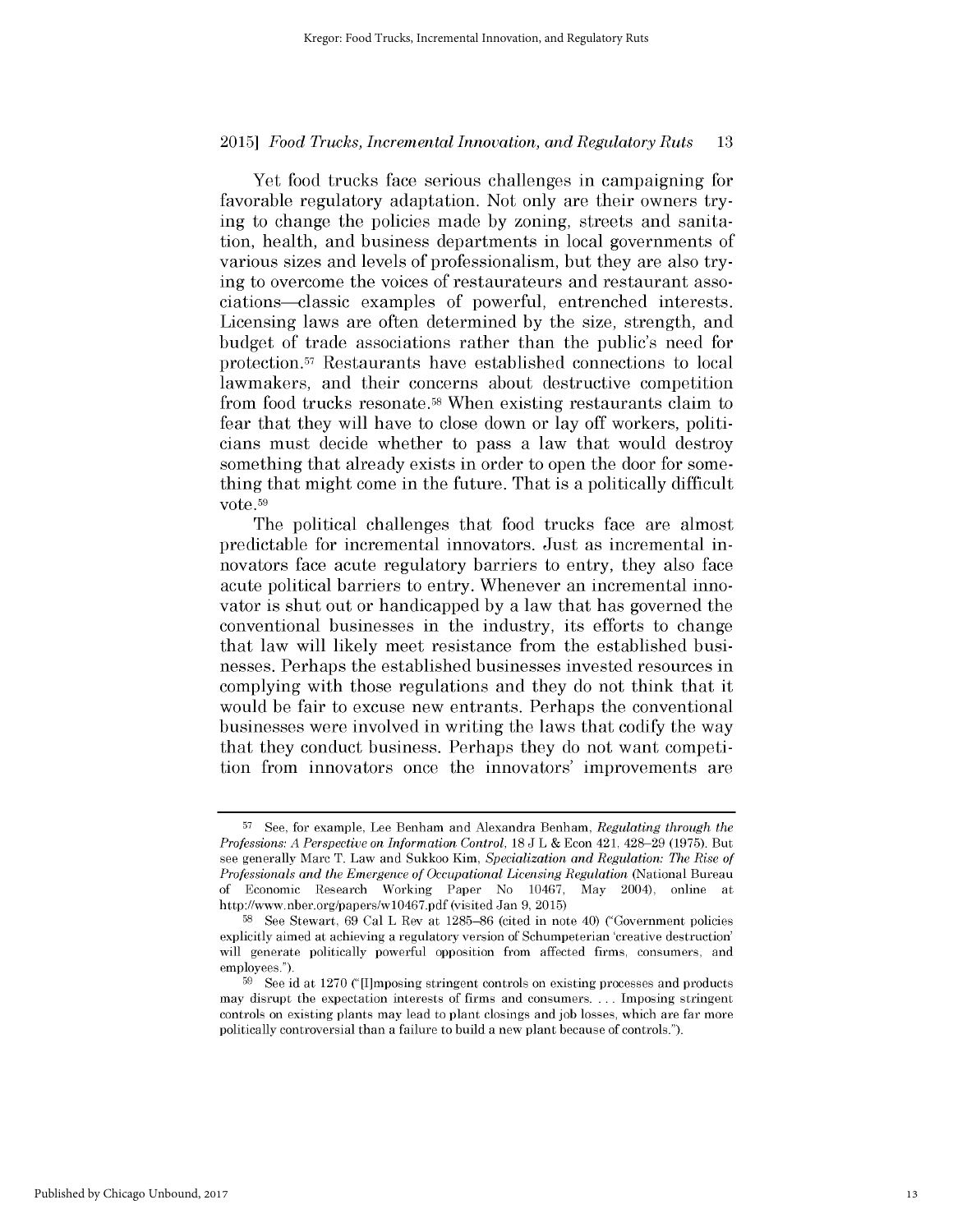Yet food trucks face serious challenges in campaigning for favorable regulatory adaptation. Not only are their owners trying to change the policies made by zoning, streets and sanitation, health, and business departments in local governments of various sizes and levels of professionalism, but they are also trying to overcome the voices of restaurateurs and restaurant associations—classic examples of powerful, entrenched interests. Licensing laws are often determined by the size, strength, and budget of trade associations rather than the public's need for protection.[57] Restaurants have established connections to local lawmakers, and their concerns about destructive competition from food trucks resonate.[58] When existing restaurants claim to fear that they will have to close down or lay off workers, politicians must decide whether to pass a law that would destroy something that already exists in order to open the door for something that might come in the future. That is a politically difficult vote.[59]

The political challenges that food trucks face are almost predictable for incremental innovators. Just as incremental innovators face acute regulatory barriers to entry, they also face acute political barriers to entry. Whenever an incremental innovator is shut out or handicapped by a law that has governed the conventional businesses in the industry, its efforts to change that law will likely meet resistance from the established businesses. Perhaps the established businesses invested resources in complying with those regulations and they do not think that it would be fair to excuse new entrants. Perhaps the conventional businesses were involved in writing the laws that codify the way that they conduct business. Perhaps they do not want competition from innovators once the innovators' improvements are

---

[57] See, for example, Lee Benham and Alexandra Benham, *Regulating through the Professions: A Perspective on Information Control*, 18 J L & Econ 421, 428–29 (1975). But see generally Marc T. Law and Sukkoo Kim, *Specialization and Regulation: The Rise of Professionals and the Emergence of Occupational Licensing Regulation* (National Bureau of Economic Research Working Paper No 10467, May 2004), online at http://www.nber.org/papers/w10467.pdf (visited Jan 9, 2015)

[58] See Stewart, 69 Cal L Rev at 1285–86 (cited in note 40) ("Government policies explicitly aimed at achieving a regulatory version of Schumpeterian 'creative destruction' will generate politically powerful opposition from affected firms, consumers, and employees.").

[59] See id at 1270 ("[I]mposing stringent controls on existing processes and products may disrupt the expectation interests of firms and consumers. . . . Imposing stringent controls on existing plants may lead to plant closings and job losses, which are far more politically controversial than a failure to build a new plant because of controls.").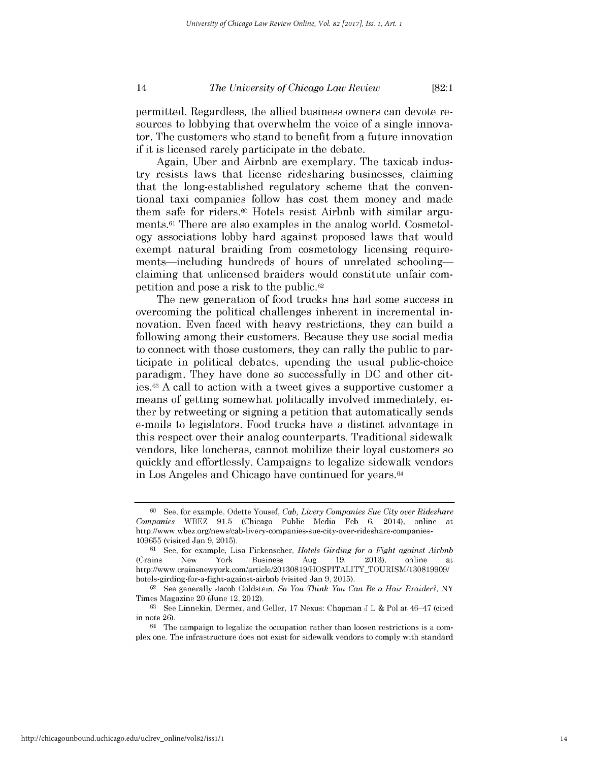permitted. Regardless, the allied business owners can devote resources to lobbying that overwhelm the voice of a single innovator. The customers who stand to benefit from a future innovation if it is licensed rarely participate in the debate.

Again, Uber and Airbnb are exemplary. The taxicab industry resists laws that license ridesharing businesses, claiming that the long-established regulatory scheme that the conventional taxi companies follow has cost them money and made them safe for riders.[60] Hotels resist Airbnb with similar arguments.[61] There are also examples in the analog world. Cosmetology associations lobby hard against proposed laws that would exempt natural braiding from cosmetology licensing requirements—including hundreds of hours of unrelated schooling—claiming that unlicensed braiders would constitute unfair competition and pose a risk to the public.[62]

The new generation of food trucks has had some success in overcoming the political challenges inherent in incremental innovation. Even faced with heavy restrictions, they can build a following among their customers. Because they use social media to connect with those customers, they can rally the public to participate in political debates, upending the usual public-choice paradigm. They have done so successfully in DC and other cities.[63] A call to action with a tweet gives a supportive customer a means of getting somewhat politically involved immediately, either by retweeting or signing a petition that automatically sends e-mails to legislators. Food trucks have a distinct advantage in this respect over their analog counterparts. Traditional sidewalk vendors, like loncheras, cannot mobilize their loyal customers so quickly and effortlessly. Campaigns to legalize sidewalk vendors in Los Angeles and Chicago have continued for years.[64]

---

[60] See, for example, Odette Yousef, *Cab, Livery Companies Sue City over Rideshare Companies* WBEZ 91.5 (Chicago Public Media Feb 6, 2014), online at http://www.wbez.org/news/cab-livery-companies-sue-city-over-rideshare-companies-109655 (visited Jan 9, 2015).

[61] See, for example, Lisa Fickenscher, *Hotels Girding for a Fight against Airbnb* (Crains New York Business Aug 19, 2013), online at http://www.crainsnewyork.com/article/20130819/HOSPITALITY_TOURISM/130819909/hotels-girding-for-a-fight-against-airbnb (visited Jan 9, 2015).

[62] See generally Jacob Goldstein, *So You Think You Can Be a Hair Braider?*, NY Times Magazine 20 (June 12, 2012).

[63] See Linnekin, Dermer, and Geller, 17 Nexus: Chapman J L & Pol at 46–47 (cited in note 26).

[64] The campaign to legalize the occupation rather than loosen restrictions is a complex one. The infrastructure does not exist for sidewalk vendors to comply with standard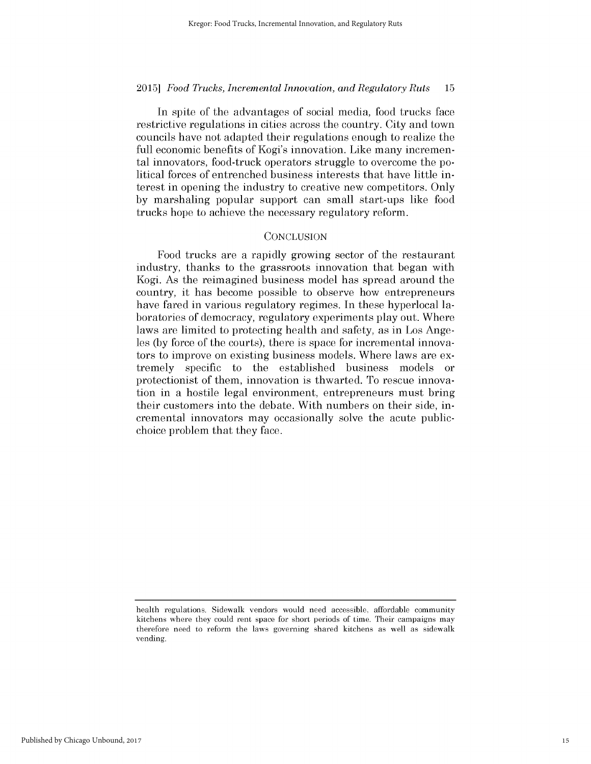In spite of the advantages of social media, food trucks face restrictive regulations in cities across the country. City and town councils have not adapted their regulations enough to realize the full economic benefits of Kogi's innovation. Like many incremental innovators, food-truck operators struggle to overcome the political forces of entrenched business interests that have little interest in opening the industry to creative new competitors. Only by marshaling popular support can small start-ups like food trucks hope to achieve the necessary regulatory reform.

## CONCLUSION

Food trucks are a rapidly growing sector of the restaurant industry, thanks to the grassroots innovation that began with Kogi. As the reimagined business model has spread around the country, it has become possible to observe how entrepreneurs have fared in various regulatory regimes. In these hyperlocal laboratories of democracy, regulatory experiments play out. Where laws are limited to protecting health and safety, as in Los Angeles (by force of the courts), there is space for incremental innovators to improve on existing business models. Where laws are extremely specific to the established business models or protectionist of them, innovation is thwarted. To rescue innovation in a hostile legal environment, entrepreneurs must bring their customers into the debate. With numbers on their side, incremental innovators may occasionally solve the acute public-choice problem that they face.

---

health regulations. Sidewalk vendors would need accessible, affordable community kitchens where they could rent space for short periods of time. Their campaigns may therefore need to reform the laws governing shared kitchens as well as sidewalk vending.